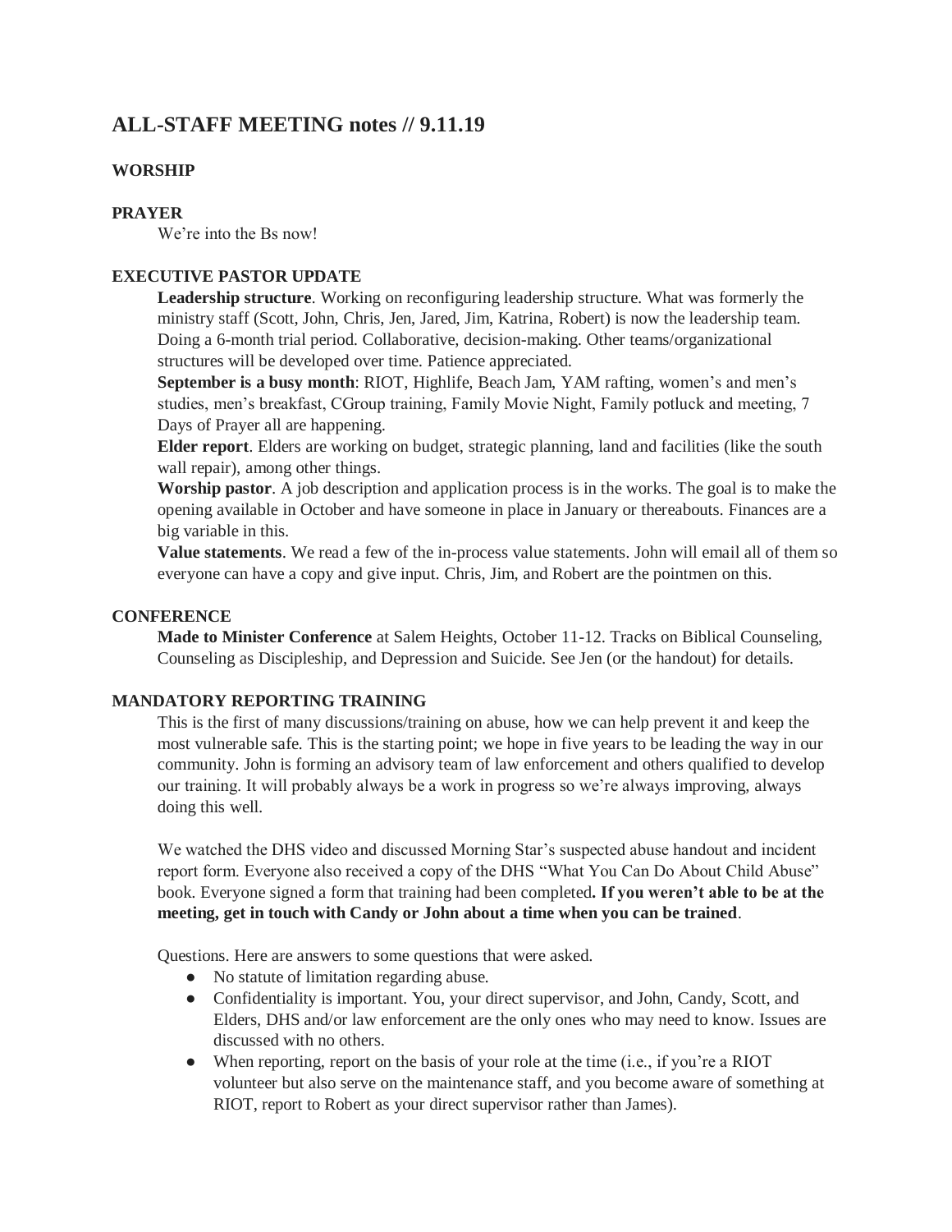# ALL-STAFF MEETING notes // 9.11.19

## WORSHIP

## PRAYER

We're into the Bs now!

## EXECUTIVE PASTOR UPDATE

**Leadership structure**. Working on reconfiguring leadership structure. What was formerly the ministry staff (Scott, John, Chris, Jen, Jared, Jim, Katrina, Robert) is now the leadership team. Doing a 6-month trial period. Collaborative, decision-making. Other teams/organizational structures will be developed over time. Patience appreciated.

**September is a busy month**: RIOT, Highlife, Beach Jam, YAM rafting, women's and men's studies, men's breakfast, CGroup training, Family Movie Night, Family potluck and meeting, 7 Days of Prayer all are happening.

**Elder report**. Elders are working on budget, strategic planning, land and facilities (like the south wall repair), among other things.

**Worship pastor**. A job description and application process is in the works. The goal is to make the opening available in October and have someone in place in January or thereabouts. Finances are a big variable in this.

**Value statements**. We read a few of the in-process value statements. John will email all of them so everyone can have a copy and give input. Chris, Jim, and Robert are the pointmen on this.

## CONFERENCE

**Made to Minister Conference** at Salem Heights, October 11-12. Tracks on Biblical Counseling, Counseling as Discipleship, and Depression and Suicide. See Jen (or the handout) for details.

## MANDATORY REPORTING TRAINING

This is the first of many discussions/training on abuse, how we can help prevent it and keep the most vulnerable safe. This is the starting point; we hope in five years to be leading the way in our community. John is forming an advisory team of law enforcement and others qualified to develop our training. It will probably always be a work in progress so we're always improving, always doing this well.

We watched the DHS video and discussed Morning Star's suspected abuse handout and incident report form. Everyone also received a copy of the DHS "What You Can Do About Child Abuse" book. Everyone signed a form that training had been completed**. If you weren't able to be at the meeting, get in touch with Candy or John about a time when you can be trained**.

Questions. Here are answers to some questions that were asked.

- No statute of limitation regarding abuse.
- Confidentiality is important. You, your direct supervisor, and John, Candy, Scott, and Elders, DHS and/or law enforcement are the only ones who may need to know. Issues are discussed with no others.
- When reporting, report on the basis of your role at the time (i.e., if you're a RIOT volunteer but also serve on the maintenance staff, and you become aware of something at RIOT, report to Robert as your direct supervisor rather than James).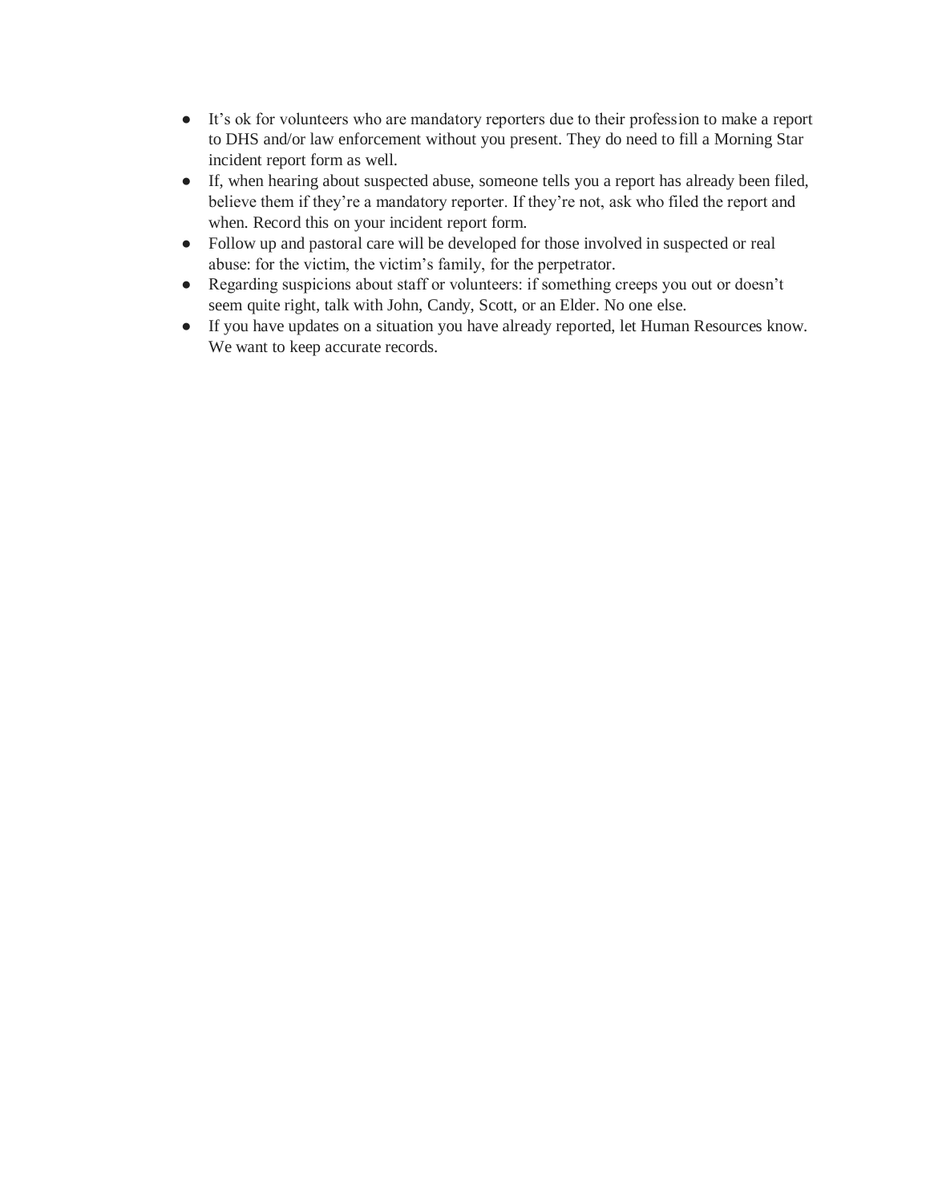- It's ok for volunteers who are mandatory reporters due to their profession to make a report to DHS and/or law enforcement without you present. They do need to fill a Morning Star incident report form as well.
- If, when hearing about suspected abuse, someone tells you a report has already been filed, believe them if they're a mandatory reporter. If they're not, ask who filed the report and when. Record this on your incident report form.
- Follow up and pastoral care will be developed for those involved in suspected or real abuse: for the victim, the victim's family, for the perpetrator.
- Regarding suspicions about staff or volunteers: if something creeps you out or doesn't seem quite right, talk with John, Candy, Scott, or an Elder. No one else.
- If you have updates on a situation you have already reported, let Human Resources know. We want to keep accurate records.